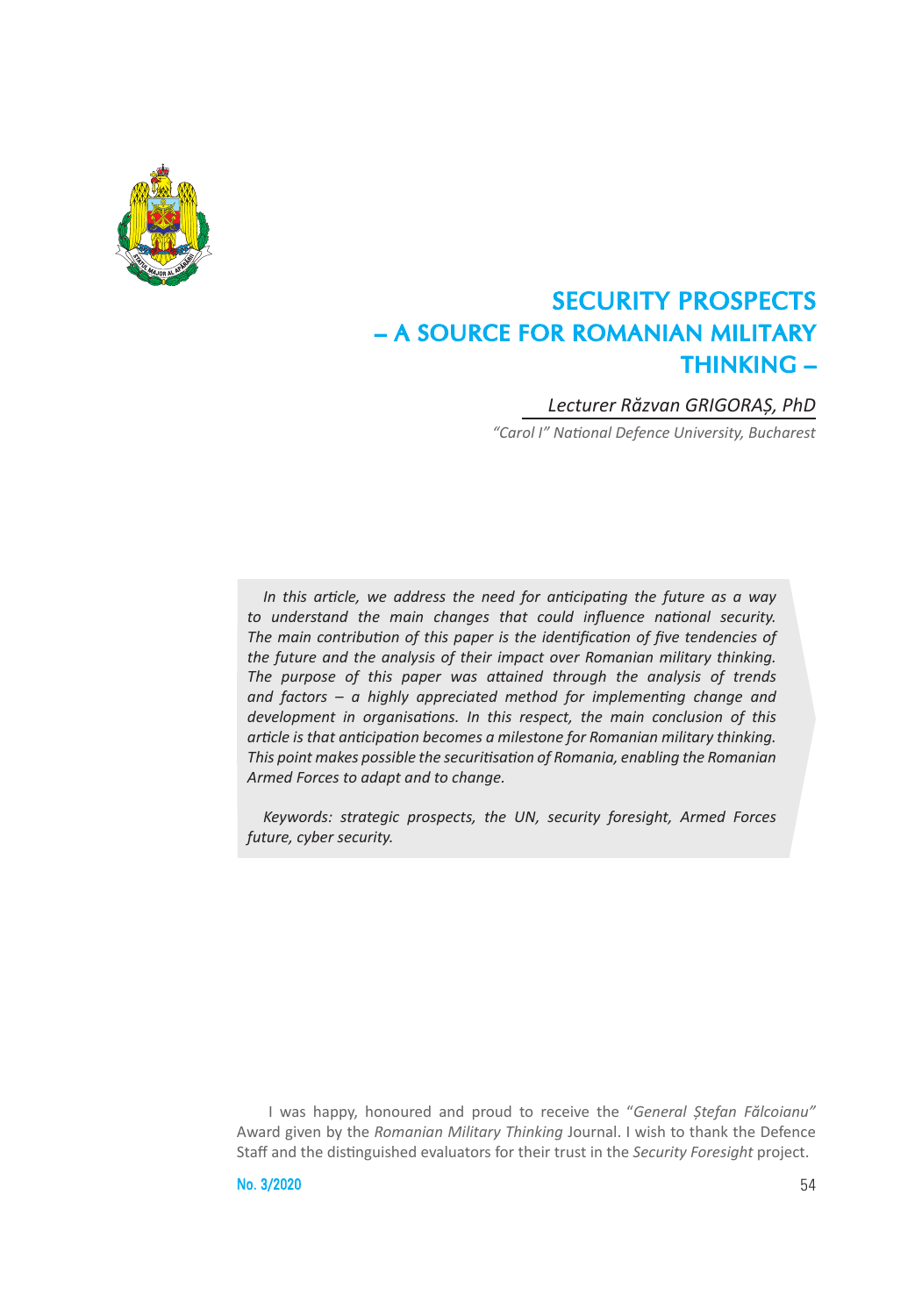# SECURITY PROSPECTS – A SOURCE FOR ROMANIAN MILITARY THINKING –

*Lecturer Răzvan GRIGORAȘ, PhD*

*"Carol I" National Defence University, Bucharest*

*In this article, we address the need for anticipating the future as a way to understand the main changes that could influence national security. The main contribution of this paper is the identification of five tendencies of the future and the analysis of their impact over Romanian military thinking. The purpose of this paper was attained through the analysis of trends and factors – a highly appreciated method for implementing change and development in organisations. In this respect, the main conclusion of this article is that anticipation becomes a milestone for Romanian military thinking. This point makes possible the securitisation of Romania, enabling the Romanian Armed Forces to adapt and to change.*

*Keywords: strategic prospects, the UN, security foresight, Armed Forces future, cyber security.*

I was happy, honoured and proud to receive the "*General Ștefan Fălcoianu"* Award given by the *Romanian Military Thinking* Journal. I wish to thank the Defence Staff and the distinguished evaluators for their trust in the *Security Foresight* project.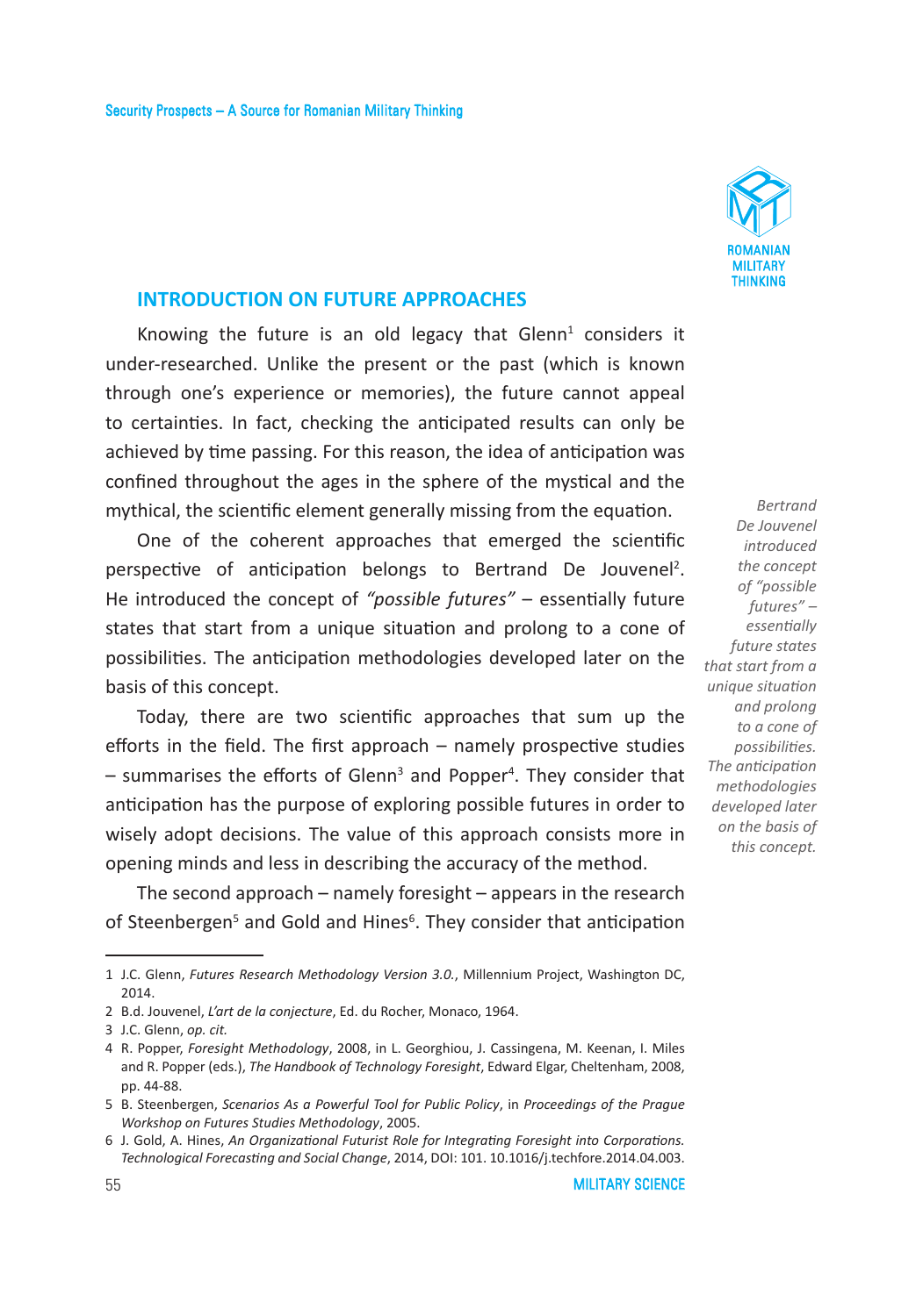## INTRODUCTION ON FUTURE APPROACHES

Knowing the future is an old legacy that Glenn[1] considers it under-researched. Unlike the present or the past (which is known through one's experience or memories), the future cannot appeal to certainties. In fact, checking the anticipated results can only be achieved by time passing. For this reason, the idea of anticipation was confined throughout the ages in the sphere of the mystical and the mythical, the scientific element generally missing from the equation.

One of the coherent approaches that emerged the scientific perspective of anticipation belongs to Bertrand De Jouvenel[2]. He introduced the concept of *"possible futures"* – essentially future states that start from a unique situation and prolong to a cone of possibilities. The anticipation methodologies developed later on the basis of this concept.

*Bertrand De Jouvenel introduced the concept of "possible futures" – essentially future states that start from a unique situation and prolong to a cone of possibilities. The anticipation methodologies developed later on the basis of this concept.*

Today, there are two scientific approaches that sum up the efforts in the field. The first approach – namely prospective studies – summarises the efforts of Glenn[3] and Popper[4]. They consider that anticipation has the purpose of exploring possible futures in order to wisely adopt decisions. The value of this approach consists more in opening minds and less in describing the accuracy of the method.

The second approach – namely foresight – appears in the research of Steenbergen[5] and Gold and Hines[6]. They consider that anticipation

---

1 J.C. Glenn, *Futures Research Methodology Version 3.0.*, Millennium Project, Washington DC, 2014.

2 B.d. Jouvenel, *L'art de la conjecture*, Ed. du Rocher, Monaco, 1964.

3 J.C. Glenn, *op. cit.*

4 R. Popper, *Foresight Methodology*, 2008, in L. Georghiou, J. Cassingena, M. Keenan, I. Miles and R. Popper (eds.), *The Handbook of Technology Foresight*, Edward Elgar, Cheltenham, 2008, pp. 44-88.

5 B. Steenbergen, *Scenarios As a Powerful Tool for Public Policy*, in *Proceedings of the Prague Workshop on Futures Studies Methodology*, 2005.

6 J. Gold, A. Hines, *An Organizational Futurist Role for Integrating Foresight into Corporations. Technological Forecasting and Social Change*, 2014, DOI: 101. 10.1016/j.techfore.2014.04.003.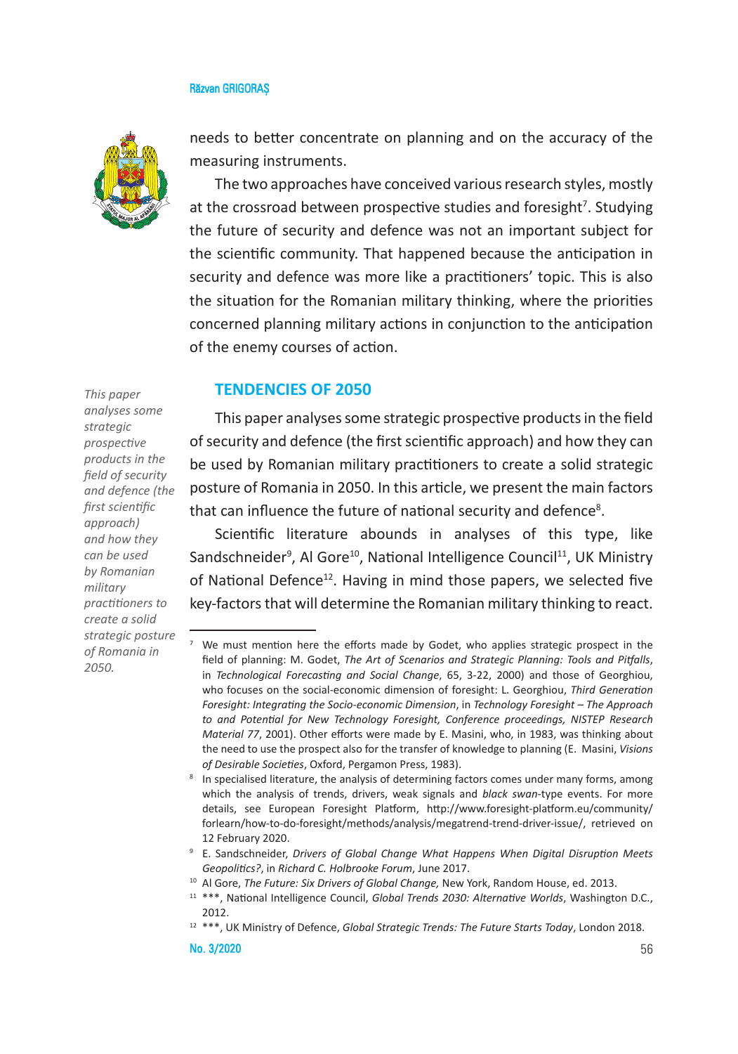needs to better concentrate on planning and on the accuracy of the measuring instruments.

The two approaches have conceived various research styles, mostly at the crossroad between prospective studies and foresight[7]. Studying the future of security and defence was not an important subject for the scientific community. That happened because the anticipation in security and defence was more like a practitioners' topic. This is also the situation for the Romanian military thinking, where the priorities concerned planning military actions in conjunction to the anticipation of the enemy courses of action.

## TENDENCIES OF 2050

*This paper analyses some strategic prospective products in the field of security and defence (the first scientific approach) and how they can be used by Romanian military practitioners to create a solid strategic posture of Romania in 2050.*

This paper analyses some strategic prospective products in the field of security and defence (the first scientific approach) and how they can be used by Romanian military practitioners to create a solid strategic posture of Romania in 2050. In this article, we present the main factors that can influence the future of national security and defence[8].

Scientific literature abounds in analyses of this type, like Sandschneider[9], Al Gore[10], National Intelligence Council[11], UK Ministry of National Defence[12]. Having in mind those papers, we selected five key-factors that will determine the Romanian military thinking to react.

---

[7] We must mention here the efforts made by Godet, who applies strategic prospect in the field of planning: M. Godet, *The Art of Scenarios and Strategic Planning: Tools and Pitfalls*, in *Technological Forecasting and Social Change*, 65, 3-22, 2000) and those of Georghiou, who focuses on the social-economic dimension of foresight: L. Georghiou, *Third Generation Foresight: Integrating the Socio-economic Dimension*, in *Technology Foresight – The Approach to and Potential for New Technology Foresight, Conference proceedings, NISTEP Research Material 77*, 2001). Other efforts were made by E. Masini, who, in 1983, was thinking about the need to use the prospect also for the transfer of knowledge to planning (E. Masini, *Visions of Desirable Societies*, Oxford, Pergamon Press, 1983).

[8] In specialised literature, the analysis of determining factors comes under many forms, among which the analysis of trends, drivers, weak signals and *black swan*-type events. For more details, see European Foresight Platform, http://www.foresight-platform.eu/community/forlearn/how-to-do-foresight/methods/analysis/megatrend-trend-driver-issue/, retrieved on 12 February 2020.

[9] E. Sandschneider, *Drivers of Global Change What Happens When Digital Disruption Meets Geopolitics?*, in *Richard C. Holbrooke Forum*, June 2017.

[10] Al Gore, *The Future: Six Drivers of Global Change,* New York, Random House, ed. 2013.

[11] ***, National Intelligence Council, *Global Trends 2030: Alternative Worlds*, Washington D.C., 2012.

[12] ***, UK Ministry of Defence, *Global Strategic Trends: The Future Starts Today*, London 2018.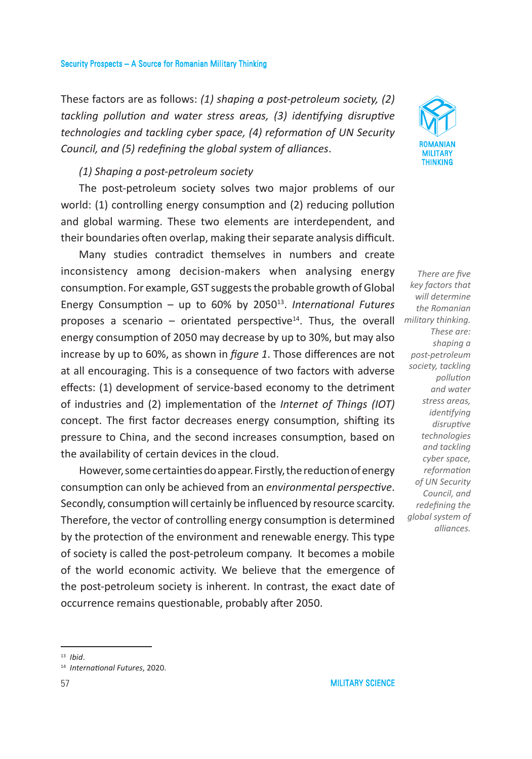These factors are as follows: *(1) shaping a post-petroleum society, (2) tackling pollution and water stress areas, (3) identifying disruptive technologies and tackling cyber space, (4) reformation of UN Security Council, and (5) redefining the global system of alliances*.

*(1) Shaping a post-petroleum society*

The post-petroleum society solves two major problems of our world: (1) controlling energy consumption and (2) reducing pollution and global warming. These two elements are interdependent, and their boundaries often overlap, making their separate analysis difficult.

*There are five key factors that will determine the Romanian military thinking. These are: shaping a post-petroleum society, tackling pollution and water stress areas, identifying disruptive technologies and tackling cyber space, reformation of UN Security Council, and redefining the global system of alliances.*

Many studies contradict themselves in numbers and create inconsistency among decision-makers when analysing energy consumption. For example, GST suggests the probable growth of Global Energy Consumption – up to 60% by 2050[13]. *International Futures* proposes a scenario – orientated perspective[14]. Thus, the overall energy consumption of 2050 may decrease by up to 30%, but may also increase by up to 60%, as shown in *figure 1*. Those differences are not at all encouraging. This is a consequence of two factors with adverse effects: (1) development of service-based economy to the detriment of industries and (2) implementation of the *Internet of Things (IOT)* concept. The first factor decreases energy consumption, shifting its pressure to China, and the second increases consumption, based on the availability of certain devices in the cloud.

However, some certainties do appear. Firstly, the reduction of energy consumption can only be achieved from an *environmental perspective*. Secondly, consumption will certainly be influenced by resource scarcity. Therefore, the vector of controlling energy consumption is determined by the protection of the environment and renewable energy. This type of society is called the post-petroleum company. It becomes a mobile of the world economic activity. We believe that the emergence of the post-petroleum society is inherent. In contrast, the exact date of occurrence remains questionable, probably after 2050.

[13] *Ibid*.

[14] *International Futures*, 2020.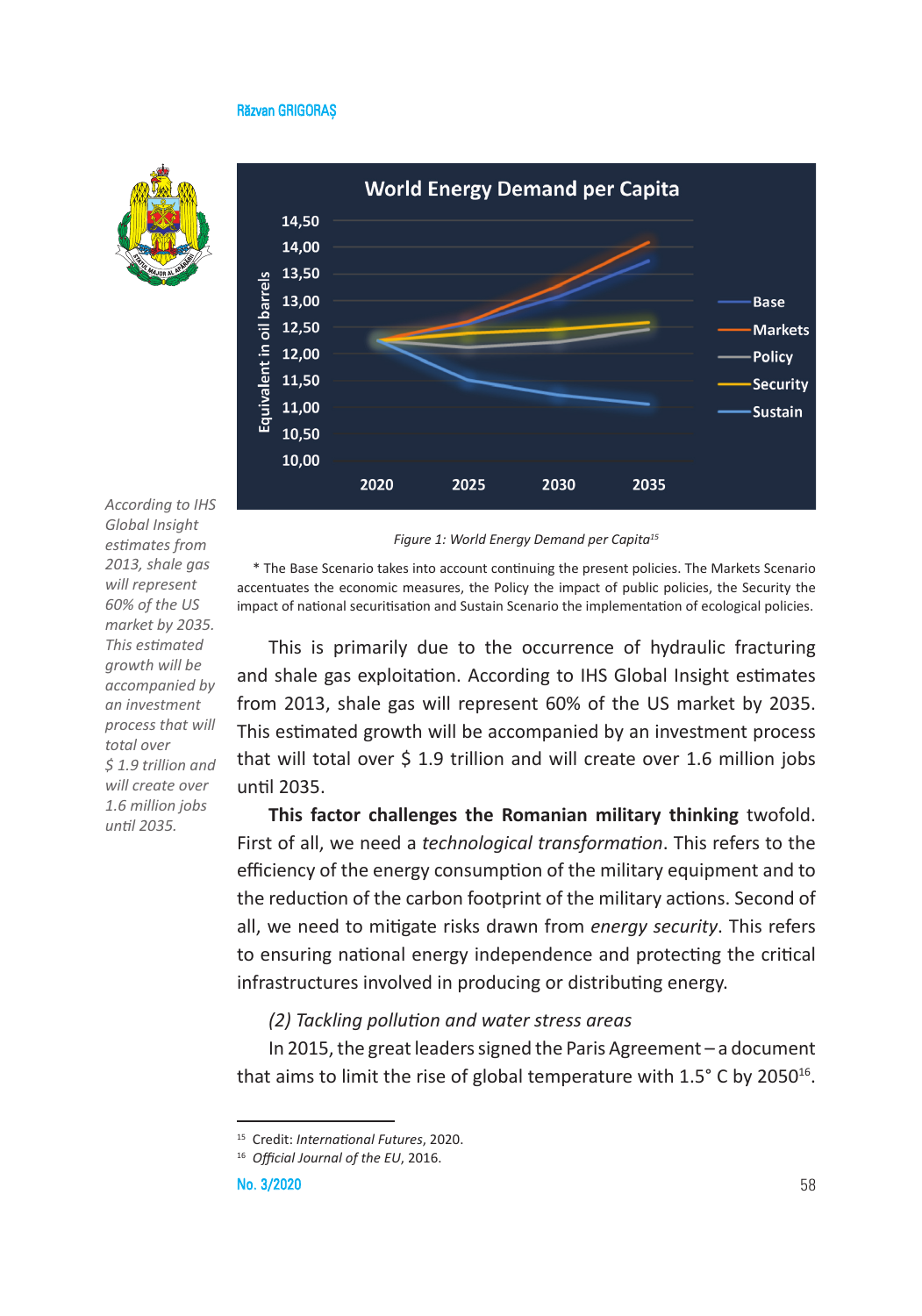According to IHS Global Insight estimates from 2013, shale gas will represent 60% of the US market by 2035. This estimated growth will be accompanied by an investment process that will total over $ 1.9 trillion and will create over 1.6 million jobs until 2035.

*Figure 1: World Energy Demand per Capita*[15]

\* The Base Scenario takes into account continuing the present policies. The Markets Scenario accentuates the economic measures, the Policy the impact of public policies, the Security the impact of national securitisation and Sustain Scenario the implementation of ecological policies.

This is primarily due to the occurrence of hydraulic fracturing and shale gas exploitation. According to IHS Global Insight estimates from 2013, shale gas will represent 60% of the US market by 2035. This estimated growth will be accompanied by an investment process that will total over $ 1.9 trillion and will create over 1.6 million jobs until 2035.

**This factor challenges the Romanian military thinking** twofold. First of all, we need a *technological transformation*. This refers to the efficiency of the energy consumption of the military equipment and to the reduction of the carbon footprint of the military actions. Second of all, we need to mitigate risks drawn from *energy security*. This refers to ensuring national energy independence and protecting the critical infrastructures involved in producing or distributing energy.

*(2) Tackling pollution and water stress areas*

In 2015, the great leaders signed the Paris Agreement – a document that aims to limit the rise of global temperature with 1.5° C by 2050[16].

---

[15] Credit: *International Futures*, 2020.

[16] *Official Journal of the EU*, 2016.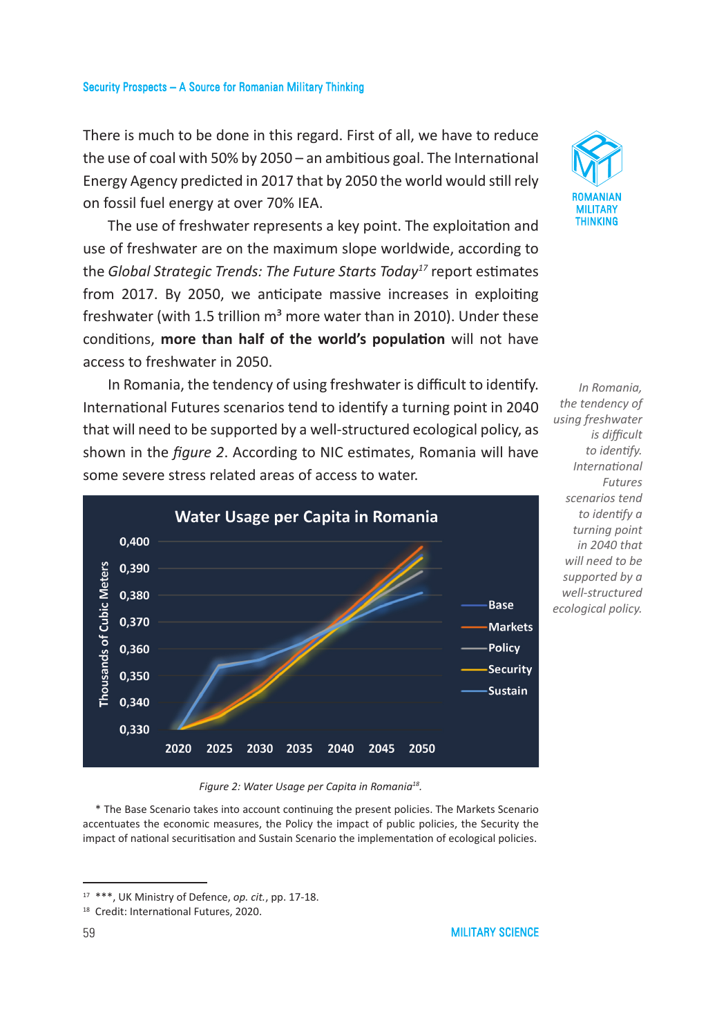There is much to be done in this regard. First of all, we have to reduce the use of coal with 50% by 2050 – an ambitious goal. The International Energy Agency predicted in 2017 that by 2050 the world would still rely on fossil fuel energy at over 70% IEA.

The use of freshwater represents a key point. The exploitation and use of freshwater are on the maximum slope worldwide, according to the *Global Strategic Trends: The Future Starts Today*[17] report estimates from 2017. By 2050, we anticipate massive increases in exploiting freshwater (with 1.5 trillion $m^3$ more water than in 2010). Under these conditions, **more than half of the world's population** will not have access to freshwater in 2050.

In Romania, the tendency of using freshwater is difficult to identify. International Futures scenarios tend to identify a turning point in 2040 that will need to be supported by a well-structured ecological policy, as shown in the *figure 2*. According to NIC estimates, Romania will have some severe stress related areas of access to water.

*In Romania, the tendency of using freshwater is difficult to identify. International Futures scenarios tend to identify a turning point in 2040 that will need to be supported by a well-structured ecological policy.*

Water Usage per Capita in Romania

*Figure 2: Water Usage per Capita in Romania*[18]*.*

\* The Base Scenario takes into account continuing the present policies. The Markets Scenario accentuates the economic measures, the Policy the impact of public policies, the Security the impact of national securitisation and Sustain Scenario the implementation of ecological policies.

---

[17] \*\*\*, UK Ministry of Defence, *op. cit.*, pp. 17-18.

[18] Credit: International Futures, 2020.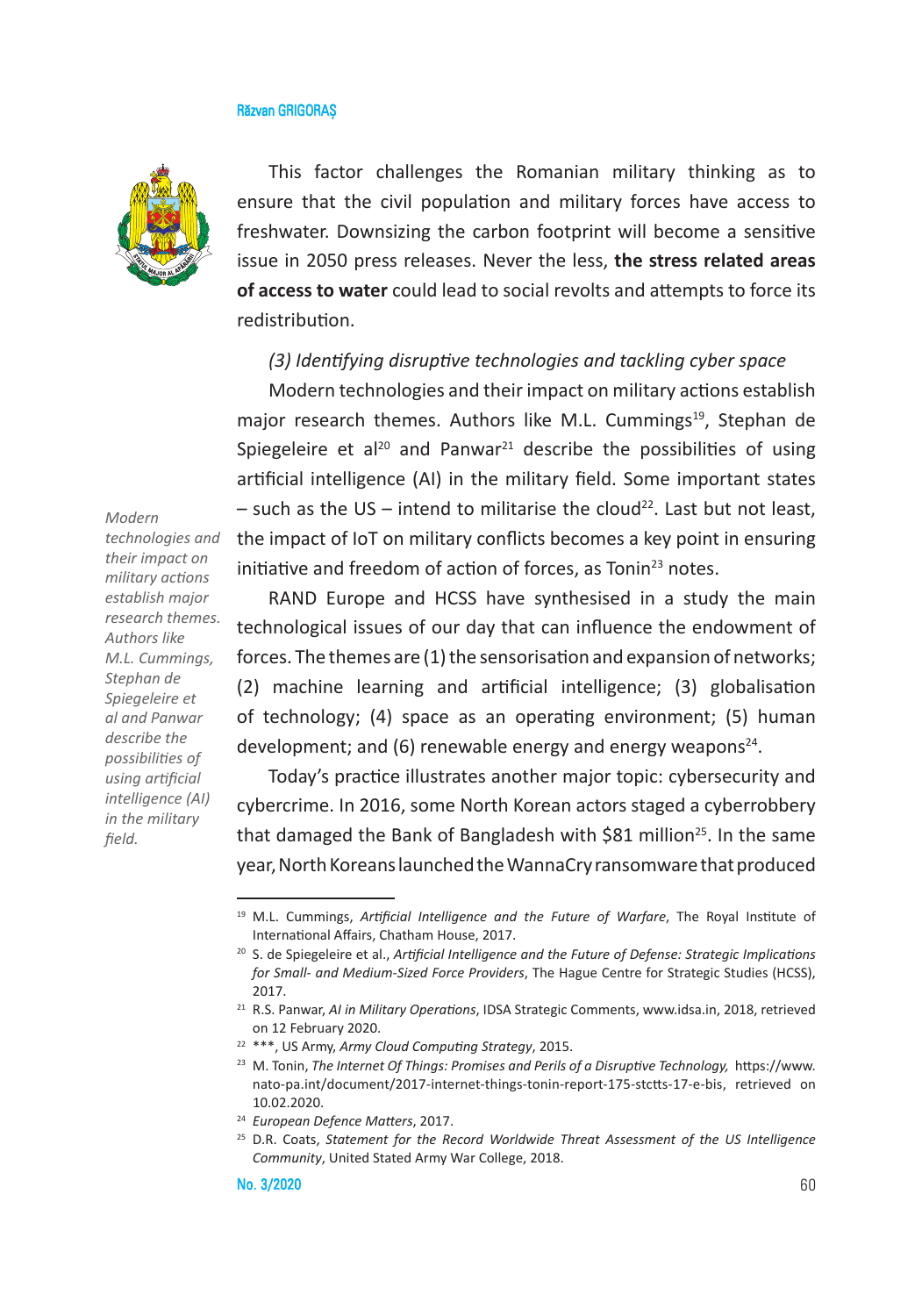This factor challenges the Romanian military thinking as to ensure that the civil population and military forces have access to freshwater. Downsizing the carbon footprint will become a sensitive issue in 2050 press releases. Never the less, **the stress related areas of access to water** could lead to social revolts and attempts to force its redistribution.

*(3) Identifying disruptive technologies and tackling cyber space*

Modern technologies and their impact on military actions establish major research themes. Authors like M.L. Cummings[19], Stephan de Spiegeleire et al[20] and Panwar[21] describe the possibilities of using artificial intelligence (AI) in the military field. Some important states – such as the US – intend to militarise the cloud[22]. Last but not least, the impact of IoT on military conflicts becomes a key point in ensuring initiative and freedom of action of forces, as Tonin[23] notes.

*Modern technologies and their impact on military actions establish major research themes. Authors like M.L. Cummings, Stephan de Spiegeleire et al and Panwar describe the possibilities of using artificial intelligence (AI) in the military field.*

RAND Europe and HCSS have synthesised in a study the main technological issues of our day that can influence the endowment of forces. The themes are (1) the sensorisation and expansion of networks; (2) machine learning and artificial intelligence; (3) globalisation of technology; (4) space as an operating environment; (5) human development; and (6) renewable energy and energy weapons[24].

Today's practice illustrates another major topic: cybersecurity and cybercrime. In 2016, some North Korean actors staged a cyberrobbery that damaged the Bank of Bangladesh with $81 million[25]. In the same year, North Koreans launched the WannaCry ransomware that produced

---

[19] M.L. Cummings, *Artificial Intelligence and the Future of Warfare*, The Royal Institute of International Affairs, Chatham House, 2017.

[20] S. de Spiegeleire et al., *Artificial Intelligence and the Future of Defense: Strategic Implications for Small- and Medium-Sized Force Providers*, The Hague Centre for Strategic Studies (HCSS), 2017.

[21] R.S. Panwar, *AI in Military Operations*, IDSA Strategic Comments, www.idsa.in, 2018, retrieved on 12 February 2020.

[22] ***, US Army, *Army Cloud Computing Strategy*, 2015.

[23] M. Tonin, *The Internet Of Things: Promises and Perils of a Disruptive Technology,* https://www.nato-pa.int/document/2017-internet-things-tonin-report-175-stctts-17-e-bis, retrieved on 10.02.2020.

[24] *European Defence Matters*, 2017.

[25] D.R. Coats, *Statement for the Record Worldwide Threat Assessment of the US Intelligence Community*, United Stated Army War College, 2018.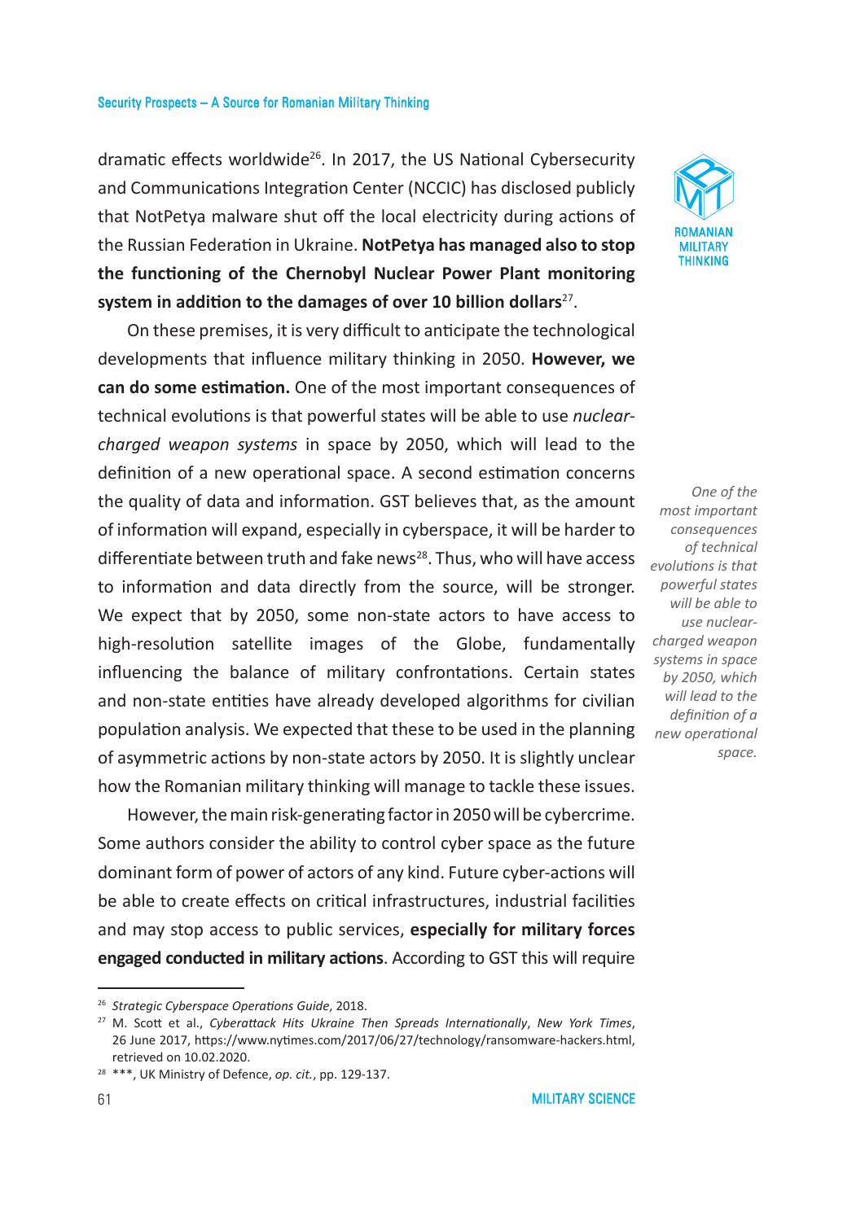dramatic effects worldwide[26]. In 2017, the US National Cybersecurity and Communications Integration Center (NCCIC) has disclosed publicly that NotPetya malware shut off the local electricity during actions of the Russian Federation in Ukraine. **NotPetya has managed also to stop the functioning of the Chernobyl Nuclear Power Plant monitoring system in addition to the damages of over 10 billion dollars**[27].

On these premises, it is very difficult to anticipate the technological developments that influence military thinking in 2050. **However, we can do some estimation.** One of the most important consequences of technical evolutions is that powerful states will be able to use *nuclear-charged weapon systems* in space by 2050, which will lead to the definition of a new operational space. A second estimation concerns the quality of data and information. GST believes that, as the amount of information will expand, especially in cyberspace, it will be harder to differentiate between truth and fake news[28]. Thus, who will have access to information and data directly from the source, will be stronger. We expect that by 2050, some non-state actors to have access to high-resolution satellite images of the Globe, fundamentally influencing the balance of military confrontations. Certain states and non-state entities have already developed algorithms for civilian population analysis. We expected that these to be used in the planning of asymmetric actions by non-state actors by 2050. It is slightly unclear how the Romanian military thinking will manage to tackle these issues.

*One of the most important consequences of technical evolutions is that powerful states will be able to use nuclear-charged weapon systems in space by 2050, which will lead to the definition of a new operational space.*

However, the main risk-generating factor in 2050 will be cybercrime. Some authors consider the ability to control cyber space as the future dominant form of power of actors of any kind. Future cyber-actions will be able to create effects on critical infrastructures, industrial facilities and may stop access to public services, **especially for military forces engaged conducted in military actions**. According to GST this will require

---

[26] *Strategic Cyberspace Operations Guide*, 2018.

[27] M. Scott et al., *Cyberattack Hits Ukraine Then Spreads Internationally*, *New York Times*, 26 June 2017, https://www.nytimes.com/2017/06/27/technology/ransomware-hackers.html, retrieved on 10.02.2020.

[28] ***, UK Ministry of Defence, *op. cit.*, pp. 129-137.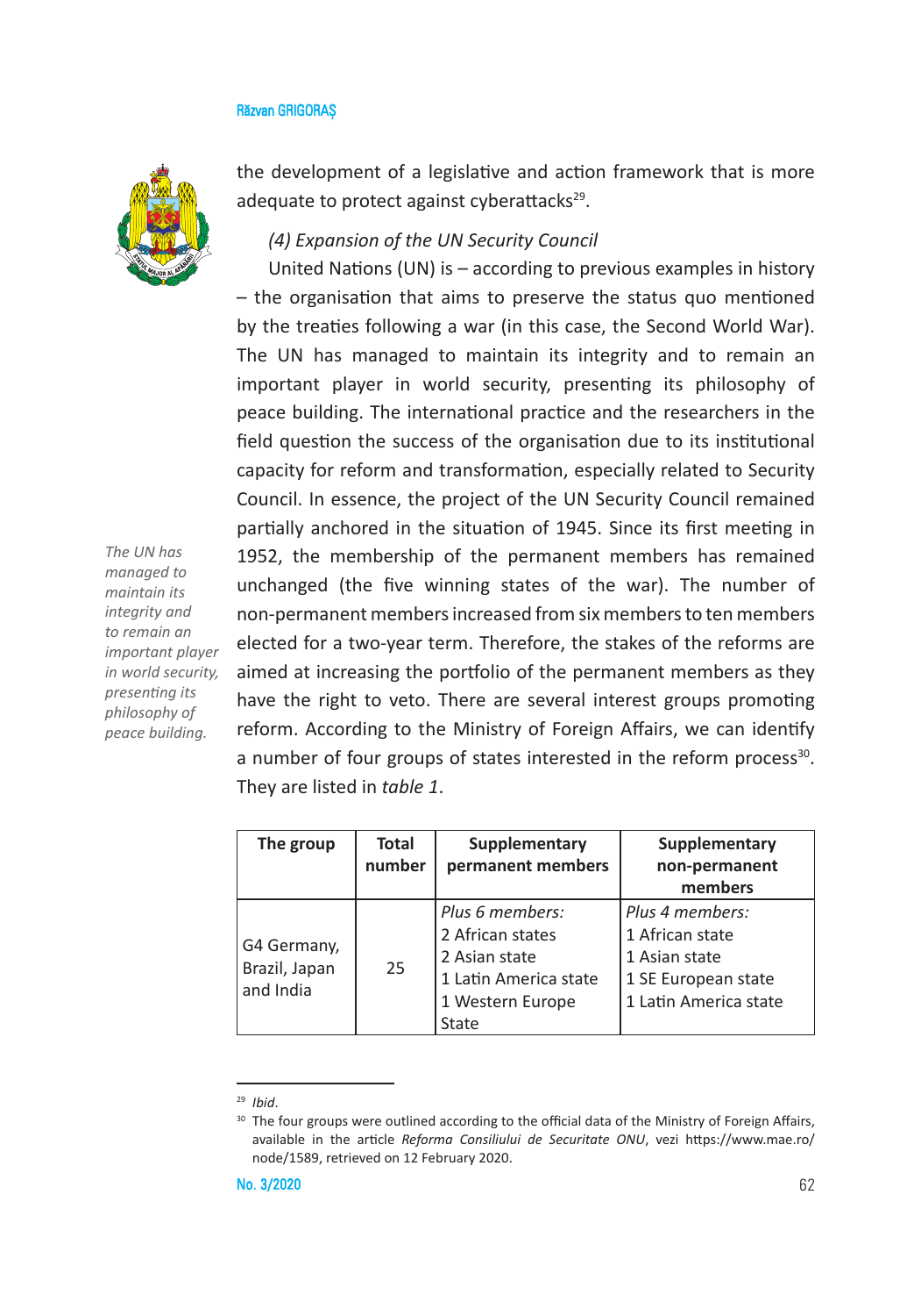the development of a legislative and action framework that is more adequate to protect against cyberattacks[29].

*(4) Expansion of the UN Security Council*

United Nations (UN) is – according to previous examples in history – the organisation that aims to preserve the status quo mentioned by the treaties following a war (in this case, the Second World War). The UN has managed to maintain its integrity and to remain an important player in world security, presenting its philosophy of peace building. The international practice and the researchers in the field question the success of the organisation due to its institutional capacity for reform and transformation, especially related to Security Council. In essence, the project of the UN Security Council remained partially anchored in the situation of 1945. Since its first meeting in 1952, the membership of the permanent members has remained unchanged (the five winning states of the war). The number of non-permanent members increased from six members to ten members elected for a two-year term. Therefore, the stakes of the reforms are aimed at increasing the portfolio of the permanent members as they have the right to veto. There are several interest groups promoting reform. According to the Ministry of Foreign Affairs, we can identify a number of four groups of states interested in the reform process[30]. They are listed in *table 1*.

*The UN has managed to maintain its integrity and to remain an important player in world security, presenting its philosophy of peace building.*

| The group | Total number | Supplementary permanent members | Supplementary non-permanent members |
|---|---|---|---|
| G4 Germany, Brazil, Japan and India | 25 | *Plus 6 members:*<br>2 African states<br>2 Asian state<br>1 Latin America state<br>1 Western Europe State | *Plus 4 members:*<br>1 African state<br>1 Asian state<br>1 SE European state<br>1 Latin America state |

[29] *Ibid*.

[30] The four groups were outlined according to the official data of the Ministry of Foreign Affairs, available in the article *Reforma Consiliului de Securitate ONU*, vezi https://www.mae.ro/node/1589, retrieved on 12 February 2020.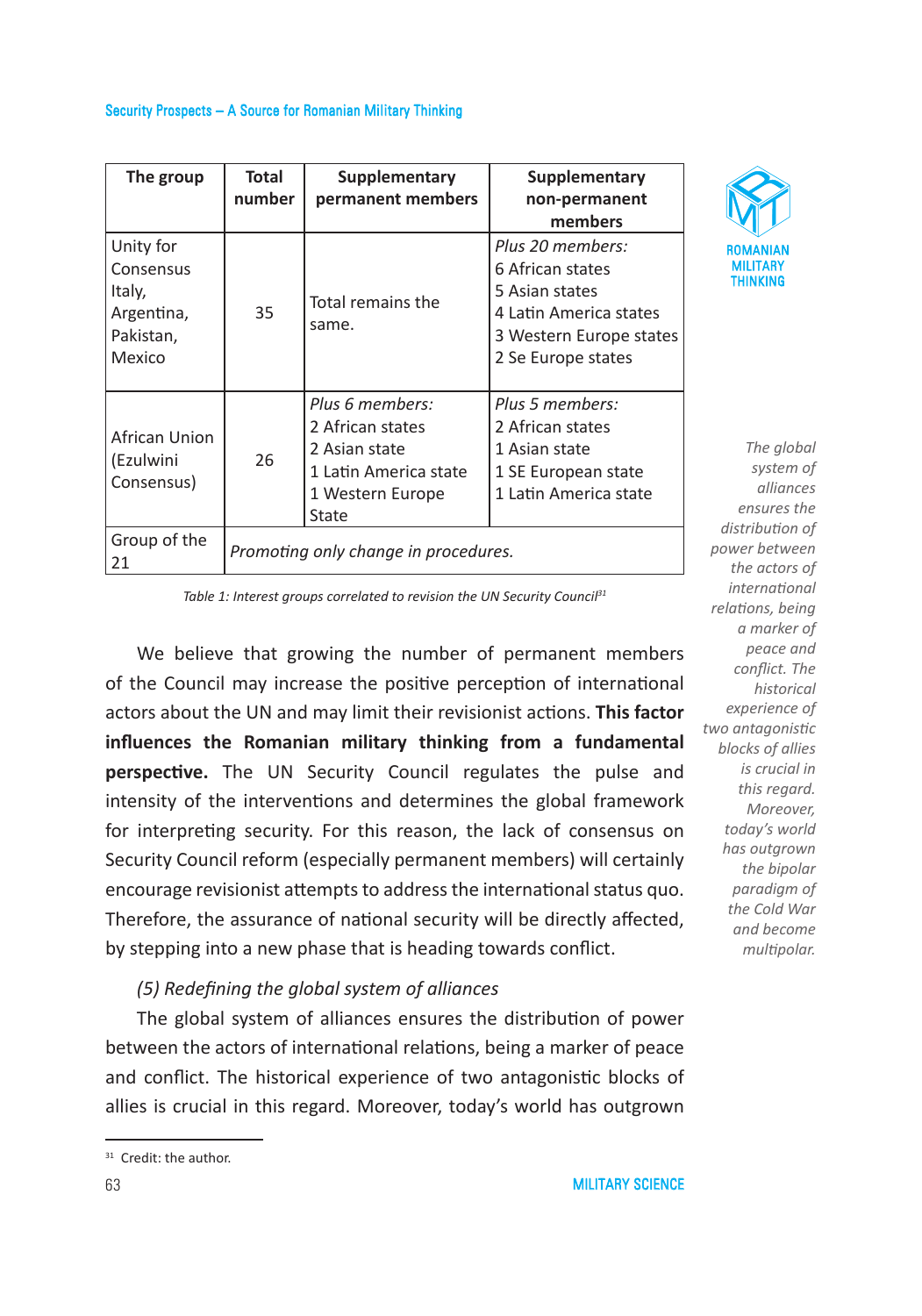| The group | Total number | Supplementary permanent members | Supplementary non-permanent members |
|---|---|---|---|
| Unity for Consensus Italy, Argentina, Pakistan, Mexico | 35 | Total remains the same. | *Plus 20 members:* 6 African states 5 Asian states 4 Latin America states 3 Western Europe states 2 Se Europe states |
| African Union (Ezulwini Consensus) | 26 | *Plus 6 members:* 2 African states 2 Asian state 1 Latin America state 1 Western Europe State | *Plus 5 members:* 2 African states 1 Asian state 1 SE European state 1 Latin America state |
| Group of the 21 | *Promoting only change in procedures.* | | |

*Table 1: Interest groups correlated to revision the UN Security Council*[31]

We believe that growing the number of permanent members of the Council may increase the positive perception of international actors about the UN and may limit their revisionist actions. **This factor influences the Romanian military thinking from a fundamental perspective.** The UN Security Council regulates the pulse and intensity of the interventions and determines the global framework for interpreting security. For this reason, the lack of consensus on Security Council reform (especially permanent members) will certainly encourage revisionist attempts to address the international status quo. Therefore, the assurance of national security will be directly affected, by stepping into a new phase that is heading towards conflict.

*(5) Redefining the global system of alliances*

The global system of alliances ensures the distribution of power between the actors of international relations, being a marker of peace and conflict. The historical experience of two antagonistic blocks of allies is crucial in this regard. Moreover, today's world has outgrown

*The global system of alliances ensures the distribution of power between the actors of international relations, being a marker of peace and conflict. The historical experience of two antagonistic blocks of allies is crucial in this regard. Moreover, today's world has outgrown the bipolar paradigm of the Cold War and become multipolar.*

[31] Credit: the author.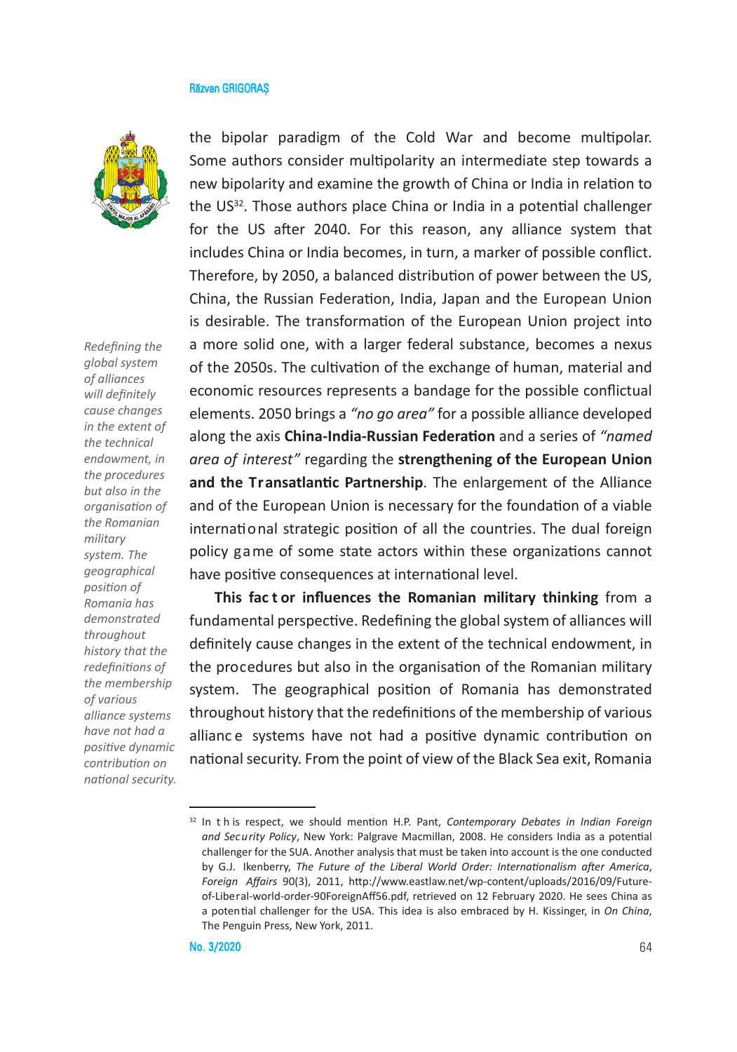the bipolar paradigm of the Cold War and become multipolar. Some authors consider multipolarity an intermediate step towards a new bipolarity and examine the growth of China or India in relation to the US[32]. Those authors place China or India in a potential challenger for the US after 2040. For this reason, any alliance system that includes China or India becomes, in turn, a marker of possible conflict. Therefore, by 2050, a balanced distribution of power between the US, China, the Russian Federation, India, Japan and the European Union is desirable. The transformation of the European Union project into a more solid one, with a larger federal substance, becomes a nexus of the 2050s. The cultivation of the exchange of human, material and economic resources represents a bandage for the possible conflictual elements. 2050 brings a *"no go area"* for a possible alliance developed along the axis **China-India-Russian Federation** and a series of *"named area of interest"* regarding the **strengthening of the European Union and the Transatlantic Partnership**. The enlargement of the Alliance and of the European Union is necessary for the foundation of a viable international strategic position of all the countries. The dual foreign policy game of some state actors within these organizations cannot have positive consequences at international level.

*Redefining the global system of alliances will definitely cause changes in the extent of the technical endowment, in the procedures but also in the organisation of the Romanian military system. The geographical position of Romania has demonstrated throughout history that the redefinitions of the membership of various alliance systems have not had a positive dynamic contribution on national security.*

**This factor influences the Romanian military thinking** from a fundamental perspective. Redefining the global system of alliances will definitely cause changes in the extent of the technical endowment, in the procedures but also in the organisation of the Romanian military system. The geographical position of Romania has demonstrated throughout history that the redefinitions of the membership of various alliance systems have not had a positive dynamic contribution on national security. From the point of view of the Black Sea exit, Romania

---

[32] In this respect, we should mention H.P. Pant, *Contemporary Debates in Indian Foreign and Security Policy*, New York: Palgrave Macmillan, 2008. He considers India as a potential challenger for the SUA. Another analysis that must be taken into account is the one conducted by G.J. Ikenberry, *The Future of the Liberal World Order: Internationalism after America*, *Foreign Affairs* 90(3), 2011, http://www.eastlaw.net/wp-content/uploads/2016/09/Future-of-Liberal-world-order-90ForeignAff56.pdf, retrieved on 12 February 2020. He sees China as a potential challenger for the USA. This idea is also embraced by H. Kissinger, in *On China*, The Penguin Press, New York, 2011.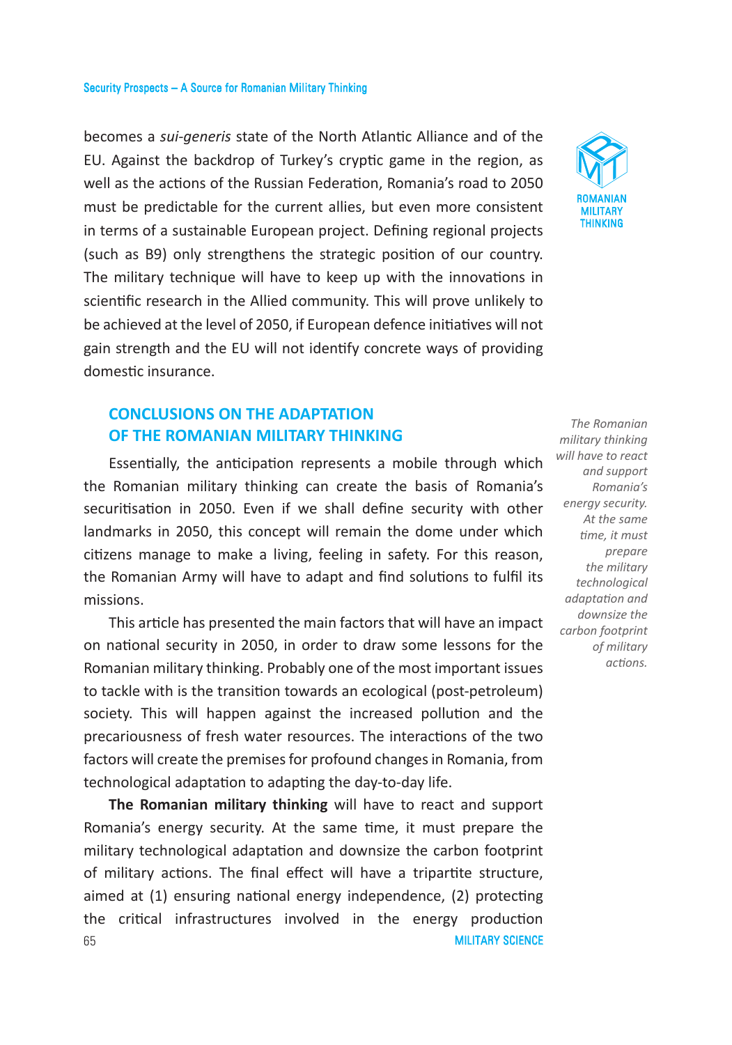becomes a *sui-generis* state of the North Atlantic Alliance and of the EU. Against the backdrop of Turkey's cryptic game in the region, as well as the actions of the Russian Federation, Romania's road to 2050 must be predictable for the current allies, but even more consistent in terms of a sustainable European project. Defining regional projects (such as B9) only strengthens the strategic position of our country. The military technique will have to keep up with the innovations in scientific research in the Allied community. This will prove unlikely to be achieved at the level of 2050, if European defence initiatives will not gain strength and the EU will not identify concrete ways of providing domestic insurance.

## CONCLUSIONS ON THE ADAPTATION OF THE ROMANIAN MILITARY THINKING

*The Romanian military thinking will have to react and support Romania's energy security. At the same time, it must prepare the military technological adaptation and downsize the carbon footprint of military actions.*

Essentially, the anticipation represents a mobile through which the Romanian military thinking can create the basis of Romania's securitisation in 2050. Even if we shall define security with other landmarks in 2050, this concept will remain the dome under which citizens manage to make a living, feeling in safety. For this reason, the Romanian Army will have to adapt and find solutions to fulfil its missions.

This article has presented the main factors that will have an impact on national security in 2050, in order to draw some lessons for the Romanian military thinking. Probably one of the most important issues to tackle with is the transition towards an ecological (post-petroleum) society. This will happen against the increased pollution and the precariousness of fresh water resources. The interactions of the two factors will create the premises for profound changes in Romania, from technological adaptation to adapting the day-to-day life.

**The Romanian military thinking** will have to react and support Romania's energy security. At the same time, it must prepare the military technological adaptation and downsize the carbon footprint of military actions. The final effect will have a tripartite structure, aimed at (1) ensuring national energy independence, (2) protecting the critical infrastructures involved in the energy production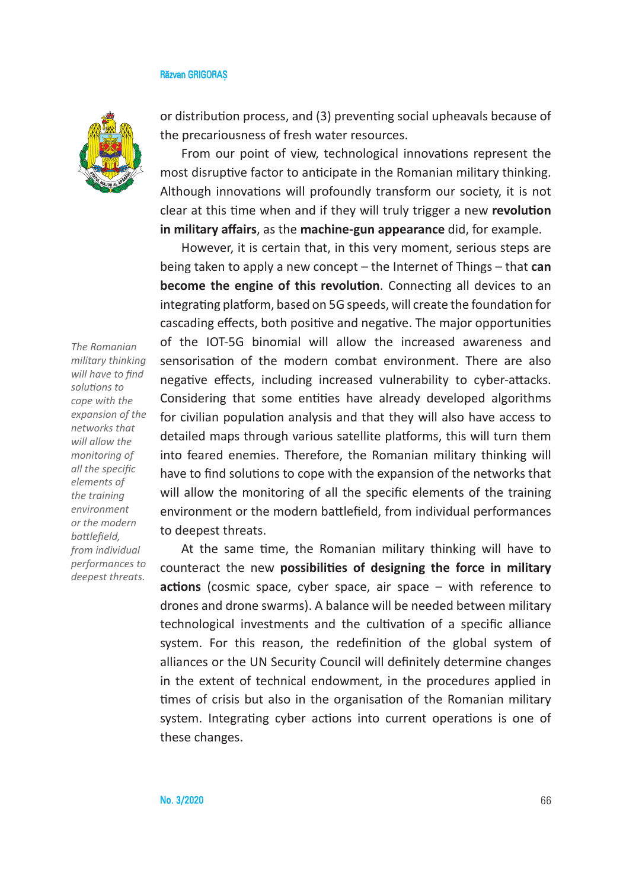or distribution process, and (3) preventing social upheavals because of the precariousness of fresh water resources.

From our point of view, technological innovations represent the most disruptive factor to anticipate in the Romanian military thinking. Although innovations will profoundly transform our society, it is not clear at this time when and if they will truly trigger a new **revolution in military affairs**, as the **machine-gun appearance** did, for example.

However, it is certain that, in this very moment, serious steps are being taken to apply a new concept – the Internet of Things – that **can become the engine of this revolution**. Connecting all devices to an integrating platform, based on 5G speeds, will create the foundation for cascading effects, both positive and negative. The major opportunities of the IOT-5G binomial will allow the increased awareness and sensorisation of the modern combat environment. There are also negative effects, including increased vulnerability to cyber-attacks. Considering that some entities have already developed algorithms for civilian population analysis and that they will also have access to detailed maps through various satellite platforms, this will turn them into feared enemies. Therefore, the Romanian military thinking will have to find solutions to cope with the expansion of the networks that will allow the monitoring of all the specific elements of the training environment or the modern battlefield, from individual performances to deepest threats.

*The Romanian military thinking will have to find solutions to cope with the expansion of the networks that will allow the monitoring of all the specific elements of the training environment or the modern battlefield, from individual performances to deepest threats.*

At the same time, the Romanian military thinking will have to counteract the new **possibilities of designing the force in military actions** (cosmic space, cyber space, air space – with reference to drones and drone swarms). A balance will be needed between military technological investments and the cultivation of a specific alliance system. For this reason, the redefinition of the global system of alliances or the UN Security Council will definitely determine changes in the extent of technical endowment, in the procedures applied in times of crisis but also in the organisation of the Romanian military system. Integrating cyber actions into current operations is one of these changes.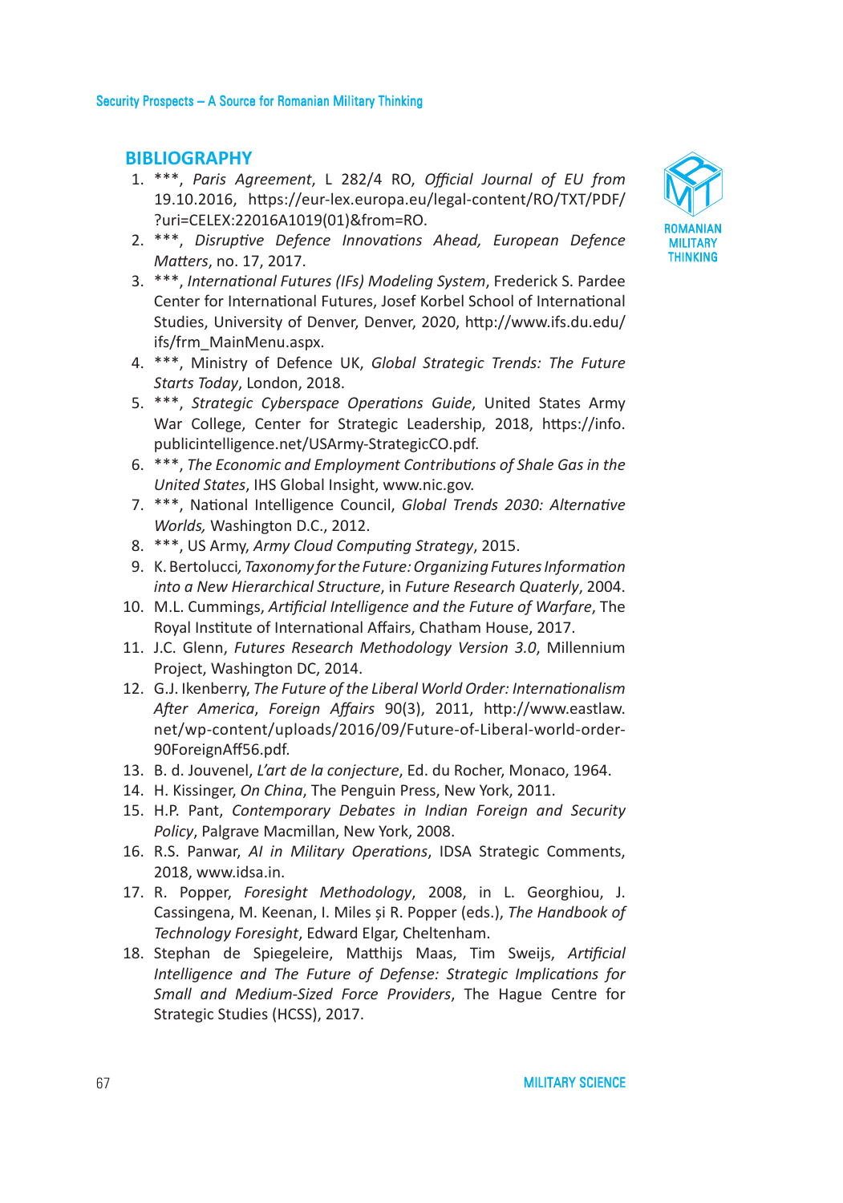## BIBLIOGRAPHY

1. ***, *Paris Agreement*, L 282/4 RO, *Official Journal of EU from* 19.10.2016, https://eur-lex.europa.eu/legal-content/RO/TXT/PDF/?uri=CELEX:22016A1019(01)&from=RO.
2. ***, *Disruptive Defence Innovations Ahead, European Defence Matters*, no. 17, 2017.
3. ***, *International Futures (IFs) Modeling System*, Frederick S. Pardee Center for International Futures, Josef Korbel School of International Studies, University of Denver, Denver, 2020, http://www.ifs.du.edu/ifs/frm_MainMenu.aspx.
4. ***, Ministry of Defence UK, *Global Strategic Trends: The Future Starts Today*, London, 2018.
5. ***, *Strategic Cyberspace Operations Guide*, United States Army War College, Center for Strategic Leadership, 2018, https://info.publicintelligence.net/USArmy-StrategicCO.pdf.
6. ***, *The Economic and Employment Contributions of Shale Gas in the United States*, IHS Global Insight, www.nic.gov.
7. ***, National Intelligence Council, *Global Trends 2030: Alternative Worlds,* Washington D.C., 2012.
8. ***, US Army, *Army Cloud Computing Strategy*, 2015.
9. K. Bertolucci*, Taxonomy for the Future: Organizing Futures Information into a New Hierarchical Structure*, in *Future Research Quaterly*, 2004.
10. M.L. Cummings, *Artificial Intelligence and the Future of Warfare*, The Royal Institute of International Affairs, Chatham House, 2017.
11. J.C. Glenn, *Futures Research Methodology Version 3.0*, Millennium Project, Washington DC, 2014.
12. G.J. Ikenberry, *The Future of the Liberal World Order: Internationalism After America*, *Foreign Affairs* 90(3), 2011, http://www.eastlaw.net/wp-content/uploads/2016/09/Future-of-Liberal-world-order-90ForeignAff56.pdf.
13. B. d. Jouvenel, *L'art de la conjecture*, Ed. du Rocher, Monaco, 1964.
14. H. Kissinger, *On China*, The Penguin Press, New York, 2011.
15. H.P. Pant, *Contemporary Debates in Indian Foreign and Security Policy*, Palgrave Macmillan, New York, 2008.
16. R.S. Panwar, *AI in Military Operations*, IDSA Strategic Comments, 2018, www.idsa.in.
17. R. Popper, *Foresight Methodology*, 2008, in L. Georghiou, J. Cassingena, M. Keenan, I. Miles și R. Popper (eds.), *The Handbook of Technology Foresight*, Edward Elgar, Cheltenham.
18. Stephan de Spiegeleire, Matthijs Maas, Tim Sweijs, *Artificial Intelligence and The Future of Defense: Strategic Implications for Small and Medium-Sized Force Providers*, The Hague Centre for Strategic Studies (HCSS), 2017.